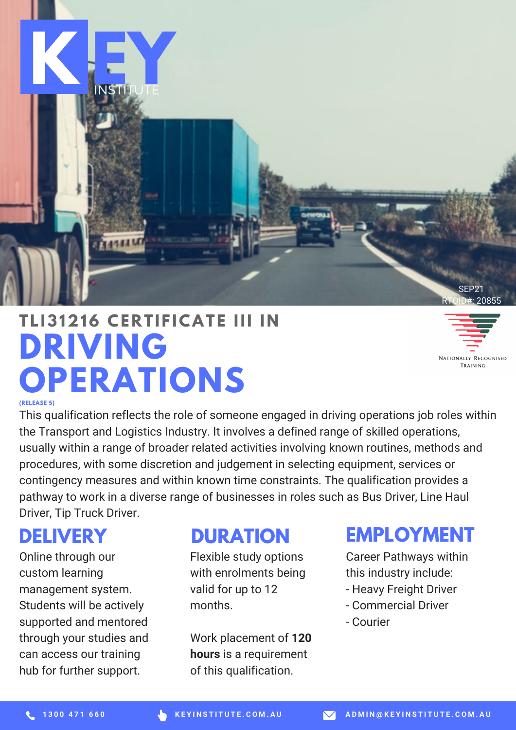KEY INSTITUTE

SEP21
RTOID#: 20855

# TLI31216 CERTIFICATE III IN DRIVING OPERATIONS

**(RELEASE 5)**

NATIONALLY RECOGNISED TRAINING

This qualification reflects the role of someone engaged in driving operations job roles within the Transport and Logistics Industry. It involves a defined range of skilled operations, usually within a range of broader related activities involving known routines, methods and procedures, with some discretion and judgement in selecting equipment, services or contingency measures and within known time constraints. The qualification provides a pathway to work in a diverse range of businesses in roles such as Bus Driver, Line Haul Driver, Tip Truck Driver.

## DELIVERY

Online through our custom learning management system. Students will be actively supported and mentored through your studies and can access our training hub for further support.

## DURATION

Flexible study options with enrolments being valid for up to 12 months.

Work placement of **120 hours** is a requirement of this qualification.

## EMPLOYMENT

Career Pathways within this industry include:
- Heavy Freight Driver
- Commercial Driver
- Courier

1300 471 660 | KEYINSTITUTE.COM.AU | ADMIN@KEYINSTITUTE.COM.AU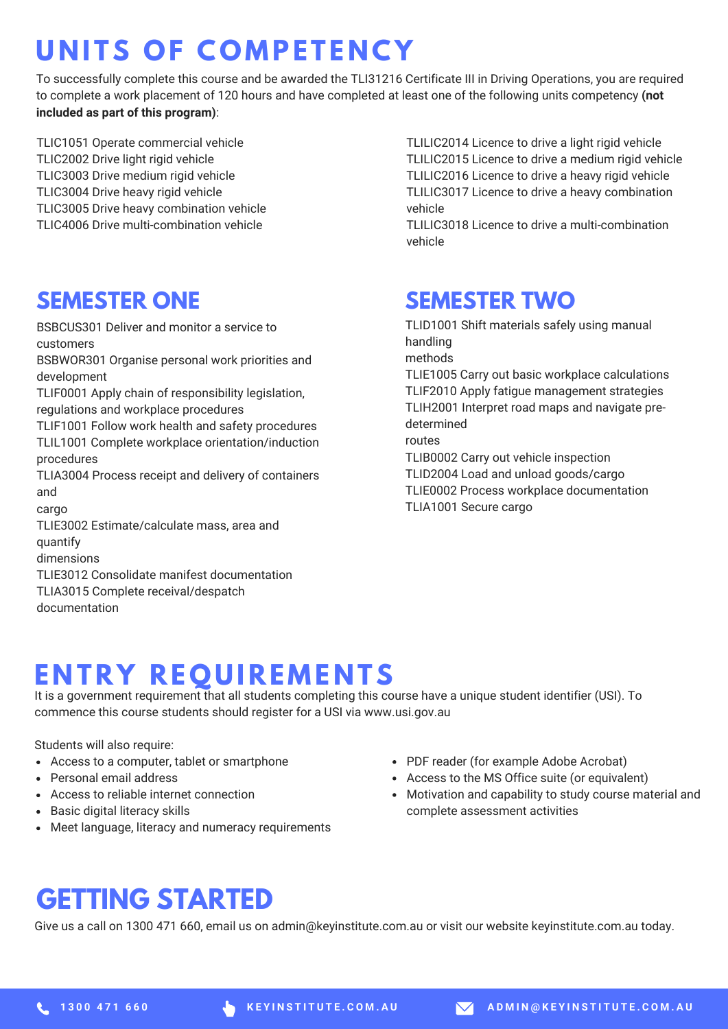# UNITS OF COMPETENCY

To successfully complete this course and be awarded the TLI31216 Certificate III in Driving Operations, you are required to complete a work placement of 120 hours and have completed at least one of the following units competency **(not included as part of this program)**:

TLIC1051 Operate commercial vehicle
TLIC2002 Drive light rigid vehicle
TLIC3003 Drive medium rigid vehicle
TLIC3004 Drive heavy rigid vehicle
TLIC3005 Drive heavy combination vehicle
TLIC4006 Drive multi-combination vehicle

TLILIC2014 Licence to drive a light rigid vehicle
TLILIC2015 Licence to drive a medium rigid vehicle
TLILIC2016 Licence to drive a heavy rigid vehicle
TLILIC3017 Licence to drive a heavy combination vehicle
TLILIC3018 Licence to drive a multi-combination vehicle

## SEMESTER ONE

BSBCUS301 Deliver and monitor a service to customers
BSBWOR301 Organise personal work priorities and development
TLIF0001 Apply chain of responsibility legislation, regulations and workplace procedures
TLIF1001 Follow work health and safety procedures
TLIL1001 Complete workplace orientation/induction procedures
TLIA3004 Process receipt and delivery of containers and cargo
TLIE3002 Estimate/calculate mass, area and quantify dimensions
TLIE3012 Consolidate manifest documentation
TLIA3015 Complete receival/despatch documentation

## SEMESTER TWO

TLID1001 Shift materials safely using manual handling methods
TLIE1005 Carry out basic workplace calculations
TLIF2010 Apply fatigue management strategies
TLIH2001 Interpret road maps and navigate pre-determined routes
TLIB0002 Carry out vehicle inspection
TLID2004 Load and unload goods/cargo
TLIE0002 Process workplace documentation
TLIA1001 Secure cargo

# ENTRY REQUIREMENTS

It is a government requirement that all students completing this course have a unique student identifier (USI). To commence this course students should register for a USI via www.usi.gov.au

Students will also require:

- Access to a computer, tablet or smartphone
- Personal email address
- Access to reliable internet connection
- Basic digital literacy skills
- Meet language, literacy and numeracy requirements
- PDF reader (for example Adobe Acrobat)
- Access to the MS Office suite (or equivalent)
- Motivation and capability to study course material and complete assessment activities

# GETTING STARTED

Give us a call on 1300 471 660, email us on admin@keyinstitute.com.au or visit our website keyinstitute.com.au today.

1300 471 660 KEYINSTITUTE.COM.AU ADMIN@KEYINSTITUTE.COM.AU